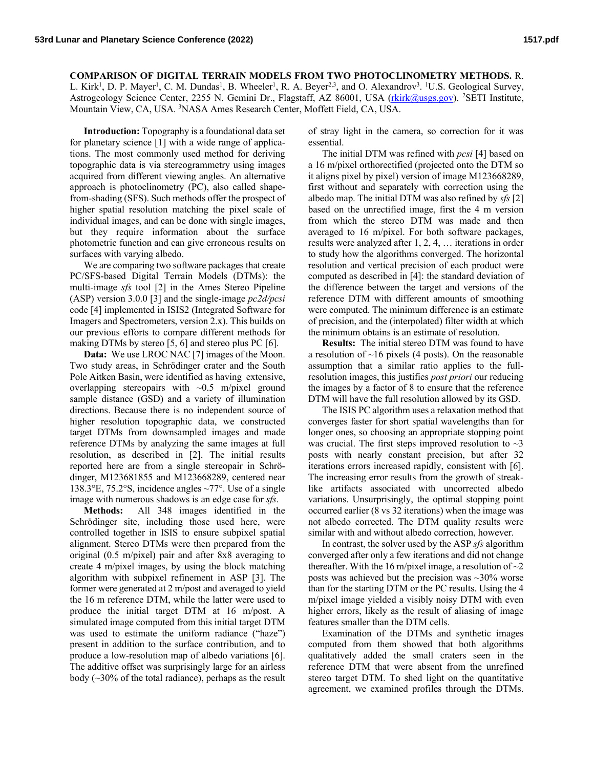**COMPARISON OF DIGITAL TERRAIN MODELS FROM TWO PHOTOCLINOMETRY METHODS.** R. L. Kirk[1], D. P. Mayer[1], C. M. Dundas[1], B. Wheeler[1], R. A. Beyer[2,3], and O. Alexandrov[3]. [1]U.S. Geological Survey, Astrogeology Science Center, 2255 N. Gemini Dr., Flagstaff, AZ 86001, USA (rkirk@usgs.gov). [2]SETI Institute, Mountain View, CA, USA. [3]NASA Ames Research Center, Moffett Field, CA, USA.

**Introduction:** Topography is a foundational data set for planetary science [1] with a wide range of applications. The most commonly used method for deriving topographic data is via stereogrammetry using images acquired from different viewing angles. An alternative approach is photoclinometry (PC), also called shape-from-shading (SFS). Such methods offer the prospect of higher spatial resolution matching the pixel scale of individual images, and can be done with single images, but they require information about the surface photometric function and can give erroneous results on surfaces with varying albedo.

We are comparing two software packages that create PC/SFS-based Digital Terrain Models (DTMs): the multi-image *sfs* tool [2] in the Ames Stereo Pipeline (ASP) version 3.0.0 [3] and the single-image *pc2d/pcsi* code [4] implemented in ISIS2 (Integrated Software for Imagers and Spectrometers, version 2.x). This builds on our previous efforts to compare different methods for making DTMs by stereo [5, 6] and stereo plus PC [6].

**Data:** We use LROC NAC [7] images of the Moon. Two study areas, in Schrödinger crater and the South Pole Aitken Basin, were identified as having extensive, overlapping stereopairs with ~0.5 m/pixel ground sample distance (GSD) and a variety of illumination directions. Because there is no independent source of higher resolution topographic data, we constructed target DTMs from downsampled images and made reference DTMs by analyzing the same images at full resolution, as described in [2]. The initial results reported here are from a single stereopair in Schrödinger, M123681855 and M123668289, centered near 138.3°E, 75.2°S, incidence angles ~77°. Use of a single image with numerous shadows is an edge case for *sfs*.

**Methods:** All 348 images identified in the Schrödinger site, including those used here, were controlled together in ISIS to ensure subpixel spatial alignment. Stereo DTMs were then prepared from the original (0.5 m/pixel) pair and after 8x8 averaging to create 4 m/pixel images, by using the block matching algorithm with subpixel refinement in ASP [3]. The former were generated at 2 m/post and averaged to yield the 16 m reference DTM, while the latter were used to produce the initial target DTM at 16 m/post. A simulated image computed from this initial target DTM was used to estimate the uniform radiance ("haze") present in addition to the surface contribution, and to produce a low-resolution map of albedo variations [6]. The additive offset was surprisingly large for an airless body (~30% of the total radiance), perhaps as the result of stray light in the camera, so correction for it was essential.

The initial DTM was refined with *pcsi* [4] based on a 16 m/pixel orthorectified (projected onto the DTM so it aligns pixel by pixel) version of image M123668289, first without and separately with correction using the albedo map. The initial DTM was also refined by *sfs* [2] based on the unrectified image, first the 4 m version from which the stereo DTM was made and then averaged to 16 m/pixel. For both software packages, results were analyzed after 1, 2, 4, … iterations in order to study how the algorithms converged. The horizontal resolution and vertical precision of each product were computed as described in [4]: the standard deviation of the difference between the target and versions of the reference DTM with different amounts of smoothing were computed. The minimum difference is an estimate of precision, and the (interpolated) filter width at which the minimum obtains is an estimate of resolution.

**Results:** The initial stereo DTM was found to have a resolution of ~16 pixels (4 posts). On the reasonable assumption that a similar ratio applies to the full-resolution images, this justifies *post priori* our reducing the images by a factor of 8 to ensure that the reference DTM will have the full resolution allowed by its GSD.

The ISIS PC algorithm uses a relaxation method that converges faster for short spatial wavelengths than for longer ones, so choosing an appropriate stopping point was crucial. The first steps improved resolution to ~3 posts with nearly constant precision, but after 32 iterations errors increased rapidly, consistent with [6]. The increasing error results from the growth of streak-like artifacts associated with uncorrected albedo variations. Unsurprisingly, the optimal stopping point occurred earlier (8 vs 32 iterations) when the image was not albedo corrected. The DTM quality results were similar with and without albedo correction, however.

In contrast, the solver used by the ASP *sfs* algorithm converged after only a few iterations and did not change thereafter. With the 16 m/pixel image, a resolution of ~2 posts was achieved but the precision was ~30% worse than for the starting DTM or the PC results. Using the 4 m/pixel image yielded a visibly noisy DTM with even higher errors, likely as the result of aliasing of image features smaller than the DTM cells.

Examination of the DTMs and synthetic images computed from them showed that both algorithms qualitatively added the small craters seen in the reference DTM that were absent from the unrefined stereo target DTM. To shed light on the quantitative agreement, we examined profiles through the DTMs.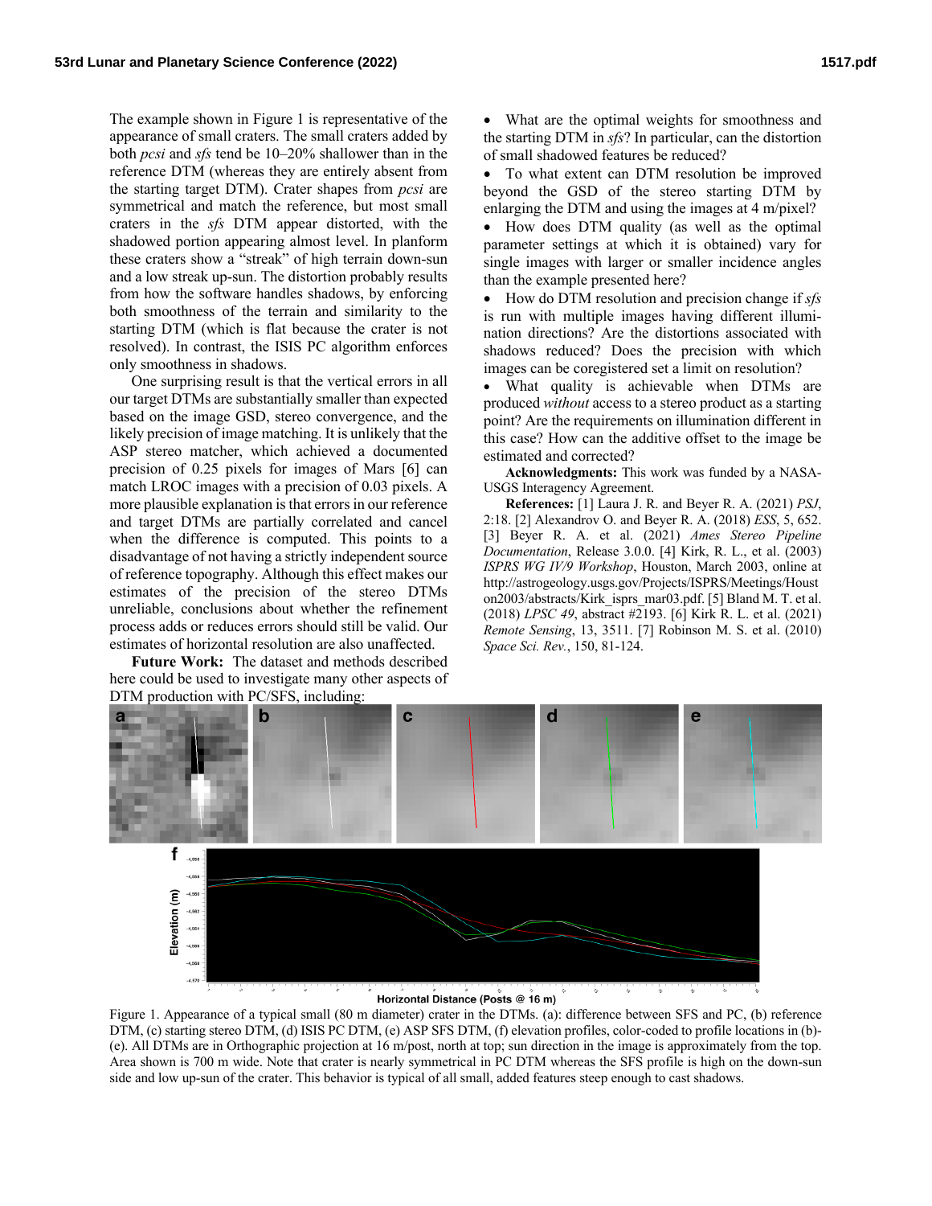The example shown in Figure 1 is representative of the appearance of small craters. The small craters added by both *pcsi* and *sfs* tend be 10–20% shallower than in the reference DTM (whereas they are entirely absent from the starting target DTM). Crater shapes from *pcsi* are symmetrical and match the reference, but most small craters in the *sfs* DTM appear distorted, with the shadowed portion appearing almost level. In planform these craters show a "streak" of high terrain down-sun and a low streak up-sun. The distortion probably results from how the software handles shadows, by enforcing both smoothness of the terrain and similarity to the starting DTM (which is flat because the crater is not resolved). In contrast, the ISIS PC algorithm enforces only smoothness in shadows.

One surprising result is that the vertical errors in all our target DTMs are substantially smaller than expected based on the image GSD, stereo convergence, and the likely precision of image matching. It is unlikely that the ASP stereo matcher, which achieved a documented precision of 0.25 pixels for images of Mars [6] can match LROC images with a precision of 0.03 pixels. A more plausible explanation is that errors in our reference and target DTMs are partially correlated and cancel when the difference is computed. This points to a disadvantage of not having a strictly independent source of reference topography. Although this effect makes our estimates of the precision of the stereo DTMs unreliable, conclusions about whether the refinement process adds or reduces errors should still be valid. Our estimates of horizontal resolution are also unaffected.

**Future Work:** The dataset and methods described here could be used to investigate many other aspects of DTM production with PC/SFS, including:

- What are the optimal weights for smoothness and the starting DTM in *sfs*? In particular, can the distortion of small shadowed features be reduced?
- To what extent can DTM resolution be improved beyond the GSD of the stereo starting DTM by enlarging the DTM and using the images at 4 m/pixel?
- How does DTM quality (as well as the optimal parameter settings at which it is obtained) vary for single images with larger or smaller incidence angles than the example presented here?
- How do DTM resolution and precision change if *sfs* is run with multiple images having different illumination directions? Are the distortions associated with shadows reduced? Does the precision with which images can be coregistered set a limit on resolution?
- What quality is achievable when DTMs are produced *without* access to a stereo product as a starting point? Are the requirements on illumination different in this case? How can the additive offset to the image be estimated and corrected?

**Acknowledgments:** This work was funded by a NASA-USGS Interagency Agreement.

**References:** [1] Laura J. R. and Beyer R. A. (2021) *PSJ*, 2:18. [2] Alexandrov O. and Beyer R. A. (2018) *ESS*, 5, 652. [3] Beyer R. A. et al. (2021) *Ames Stereo Pipeline Documentation*, Release 3.0.0. [4] Kirk, R. L., et al. (2003) *ISPRS WG IV/9 Workshop*, Houston, March 2003, online at http://astrogeology.usgs.gov/Projects/ISPRS/Meetings/Houston2003/abstracts/Kirk_isprs_mar03.pdf. [5] Bland M. T. et al. (2018) *LPSC 49*, abstract #2193. [6] Kirk R. L. et al. (2021) *Remote Sensing*, 13, 3511. [7] Robinson M. S. et al. (2010) *Space Sci. Rev.*, 150, 81-124.

a b c d e

f

Elevation (m)

Horizontal Distance (Posts @ 16 m)

Figure 1. Appearance of a typical small (80 m diameter) crater in the DTMs. (a): difference between SFS and PC, (b) reference DTM, (c) starting stereo DTM, (d) ISIS PC DTM, (e) ASP SFS DTM, (f) elevation profiles, color-coded to profile locations in (b)-(e). All DTMs are in Orthographic projection at 16 m/post, north at top; sun direction in the image is approximately from the top. Area shown is 700 m wide. Note that crater is nearly symmetrical in PC DTM whereas the SFS profile is high on the down-sun side and low up-sun of the crater. This behavior is typical of all small, added features steep enough to cast shadows.